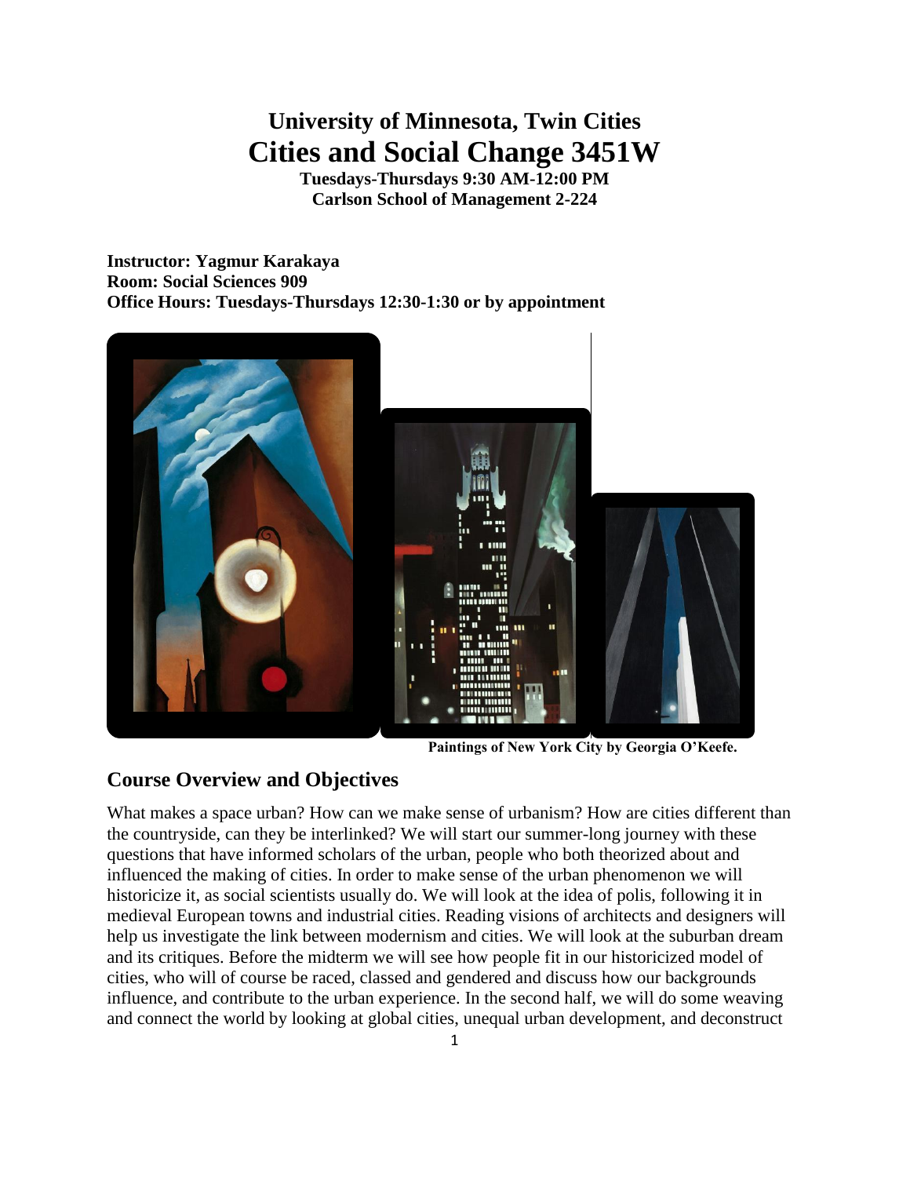# University of Minnesota, Twin Cities

# Cities and Social Change 3451W

**Tuesdays-Thursdays 9:30 AM-12:00 PM**
**Carlson School of Management 2-224**

**Instructor: Yagmur Karakaya**
**Room: Social Sciences 909**
**Office Hours: Tuesdays-Thursdays 12:30-1:30 or by appointment**

**Paintings of New York City by Georgia O'Keefe.**

## Course Overview and Objectives

What makes a space urban? How can we make sense of urbanism? How are cities different than the countryside, can they be interlinked? We will start our summer-long journey with these questions that have informed scholars of the urban, people who both theorized about and influenced the making of cities. In order to make sense of the urban phenomenon we will historicize it, as social scientists usually do. We will look at the idea of polis, following it in medieval European towns and industrial cities. Reading visions of architects and designers will help us investigate the link between modernism and cities. We will look at the suburban dream and its critiques. Before the midterm we will see how people fit in our historicized model of cities, who will of course be raced, classed and gendered and discuss how our backgrounds influence, and contribute to the urban experience. In the second half, we will do some weaving and connect the world by looking at global cities, unequal urban development, and deconstruct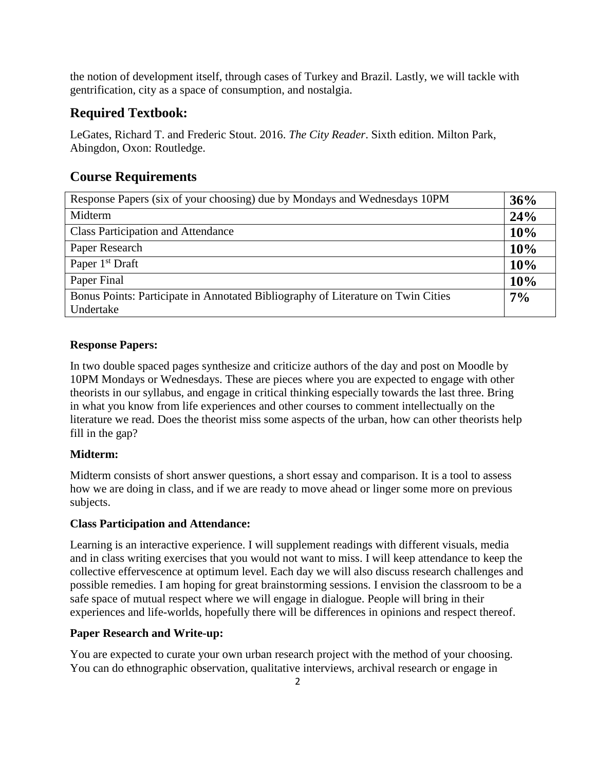the notion of development itself, through cases of Turkey and Brazil. Lastly, we will tackle with gentrification, city as a space of consumption, and nostalgia.

## Required Textbook:

LeGates, Richard T. and Frederic Stout. 2016. *The City Reader*. Sixth edition. Milton Park, Abingdon, Oxon: Routledge.

## Course Requirements

| Requirement | Weight |
|---|---|
| Response Papers (six of your choosing) due by Mondays and Wednesdays 10PM | **36%** |
| Midterm | **24%** |
| Class Participation and Attendance | **10%** |
| Paper Research | **10%** |
| Paper 1st Draft | **10%** |
| Paper Final | **10%** |
| Bonus Points: Participate in Annotated Bibliography of Literature on Twin Cities Undertake | **7%** |

**Response Papers:**

In two double spaced pages synthesize and criticize authors of the day and post on Moodle by 10PM Mondays or Wednesdays. These are pieces where you are expected to engage with other theorists in our syllabus, and engage in critical thinking especially towards the last three. Bring in what you know from life experiences and other courses to comment intellectually on the literature we read. Does the theorist miss some aspects of the urban, how can other theorists help fill in the gap?

**Midterm:**

Midterm consists of short answer questions, a short essay and comparison. It is a tool to assess how we are doing in class, and if we are ready to move ahead or linger some more on previous subjects.

**Class Participation and Attendance:**

Learning is an interactive experience. I will supplement readings with different visuals, media and in class writing exercises that you would not want to miss. I will keep attendance to keep the collective effervescence at optimum level. Each day we will also discuss research challenges and possible remedies. I am hoping for great brainstorming sessions. I envision the classroom to be a safe space of mutual respect where we will engage in dialogue. People will bring in their experiences and life-worlds, hopefully there will be differences in opinions and respect thereof.

**Paper Research and Write-up:**

You are expected to curate your own urban research project with the method of your choosing. You can do ethnographic observation, qualitative interviews, archival research or engage in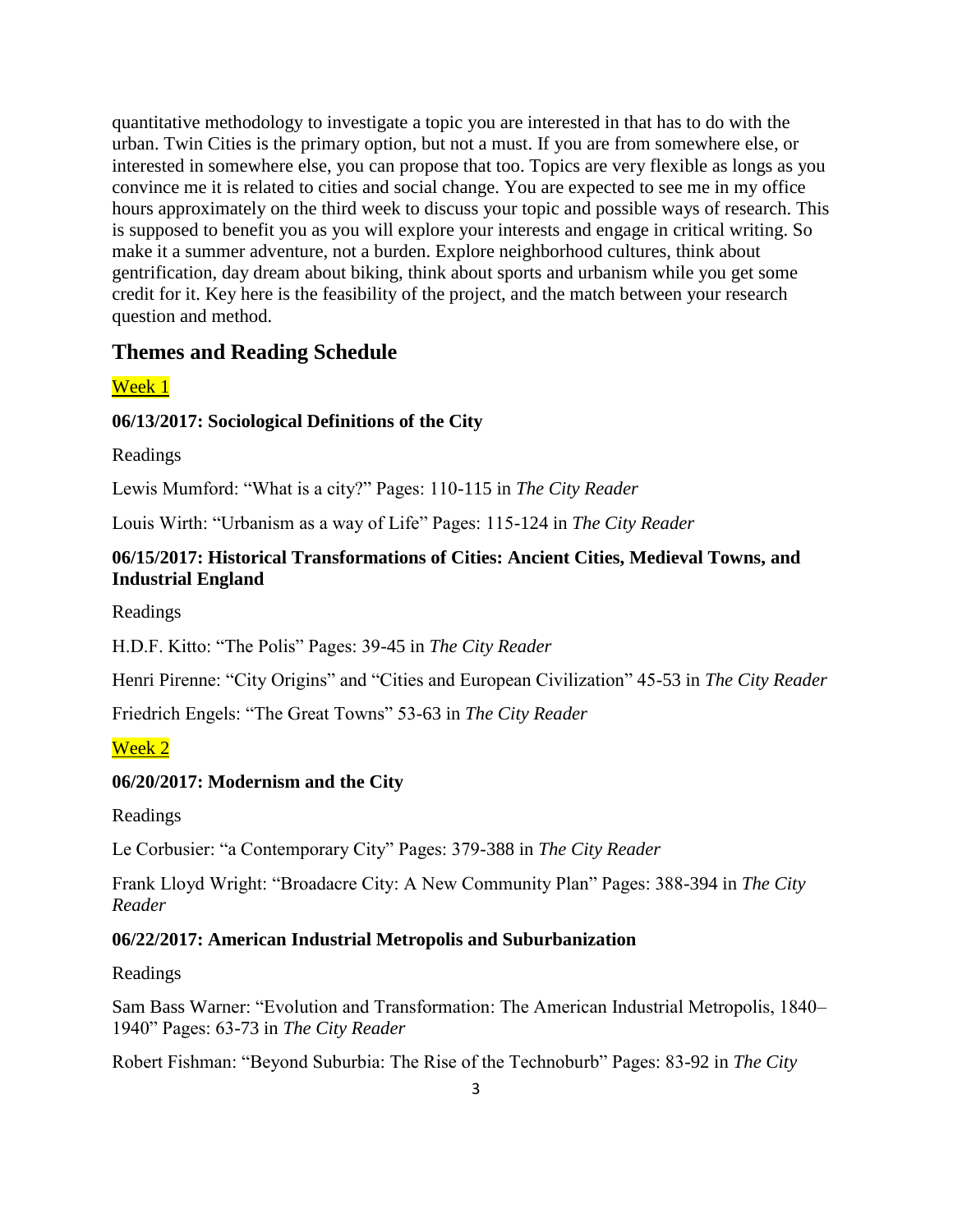quantitative methodology to investigate a topic you are interested in that has to do with the urban. Twin Cities is the primary option, but not a must. If you are from somewhere else, or interested in somewhere else, you can propose that too. Topics are very flexible as longs as you convince me it is related to cities and social change. You are expected to see me in my office hours approximately on the third week to discuss your topic and possible ways of research. This is supposed to benefit you as you will explore your interests and engage in critical writing. So make it a summer adventure, not a burden. Explore neighborhood cultures, think about gentrification, day dream about biking, think about sports and urbanism while you get some credit for it. Key here is the feasibility of the project, and the match between your research question and method.

## Themes and Reading Schedule

Week 1

### 06/13/2017: Sociological Definitions of the City

Readings

Lewis Mumford: "What is a city?" Pages: 110-115 in *The City Reader*

Louis Wirth: "Urbanism as a way of Life" Pages: 115-124 in *The City Reader*

### 06/15/2017: Historical Transformations of Cities: Ancient Cities, Medieval Towns, and Industrial England

Readings

H.D.F. Kitto: "The Polis" Pages: 39-45 in *The City Reader*

Henri Pirenne: "City Origins" and "Cities and European Civilization" 45-53 in *The City Reader*

Friedrich Engels: "The Great Towns" 53-63 in *The City Reader*

Week 2

### 06/20/2017: Modernism and the City

Readings

Le Corbusier: "a Contemporary City" Pages: 379-388 in *The City Reader*

Frank Lloyd Wright: "Broadacre City: A New Community Plan" Pages: 388-394 in *The City Reader*

### 06/22/2017: American Industrial Metropolis and Suburbanization

Readings

Sam Bass Warner: "Evolution and Transformation: The American Industrial Metropolis, 1840–1940" Pages: 63-73 in *The City Reader*

Robert Fishman: "Beyond Suburbia: The Rise of the Technoburb" Pages: 83-92 in *The City*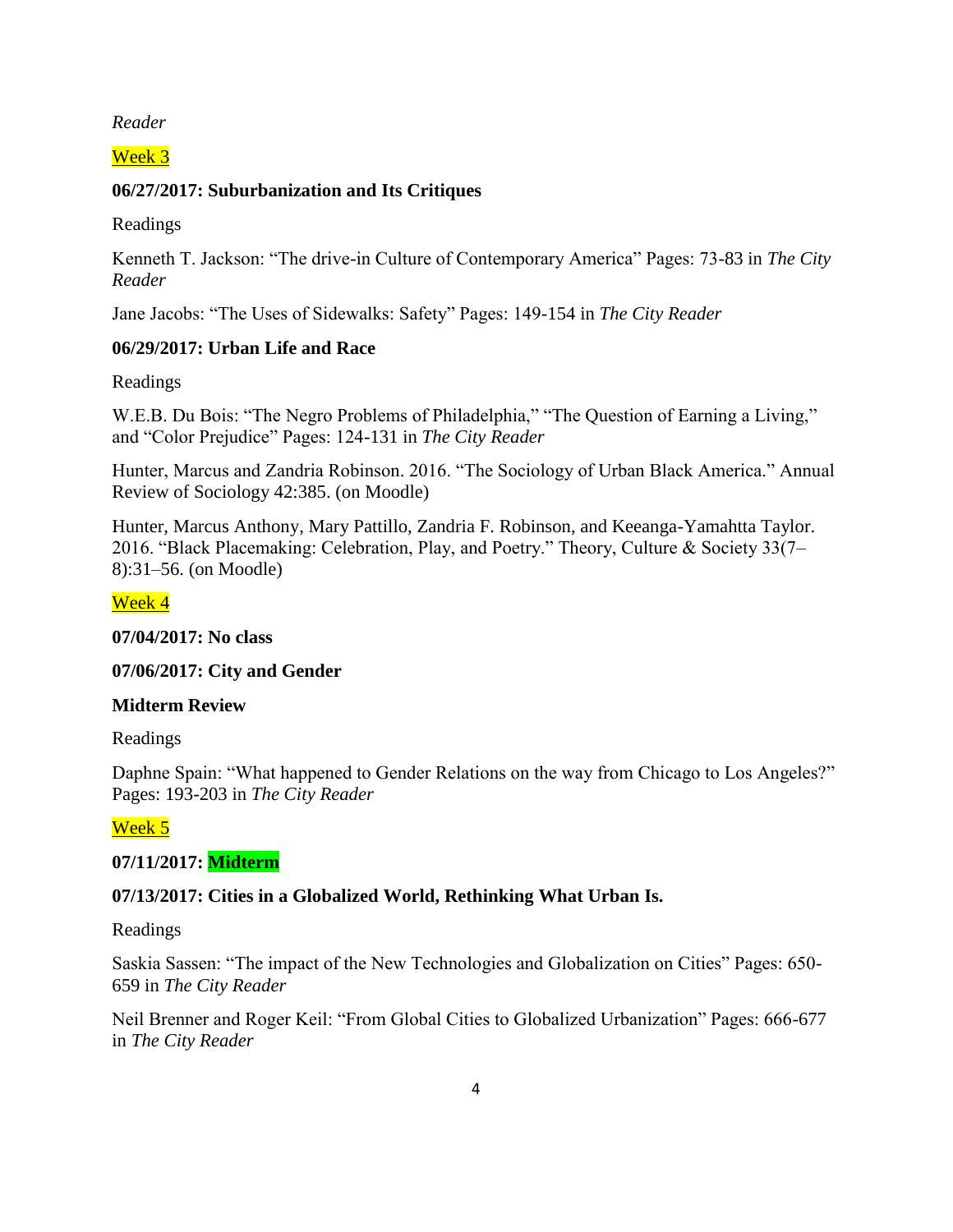*Reader*

Week 3

**06/27/2017: Suburbanization and Its Critiques**

Readings

Kenneth T. Jackson: "The drive-in Culture of Contemporary America" Pages: 73-83 in *The City Reader*

Jane Jacobs: "The Uses of Sidewalks: Safety" Pages: 149-154 in *The City Reader*

**06/29/2017: Urban Life and Race**

Readings

W.E.B. Du Bois: "The Negro Problems of Philadelphia," "The Question of Earning a Living," and "Color Prejudice" Pages: 124-131 in *The City Reader*

Hunter, Marcus and Zandria Robinson. 2016. "The Sociology of Urban Black America." Annual Review of Sociology 42:385. (on Moodle)

Hunter, Marcus Anthony, Mary Pattillo, Zandria F. Robinson, and Keeanga-Yamahtta Taylor. 2016. "Black Placemaking: Celebration, Play, and Poetry." Theory, Culture & Society 33(7–8):31–56. (on Moodle)

Week 4

**07/04/2017: No class**

**07/06/2017: City and Gender**

**Midterm Review**

Readings

Daphne Spain: "What happened to Gender Relations on the way from Chicago to Los Angeles?" Pages: 193-203 in *The City Reader*

Week 5

**07/11/2017: Midterm**

**07/13/2017: Cities in a Globalized World, Rethinking What Urban Is.**

Readings

Saskia Sassen: "The impact of the New Technologies and Globalization on Cities" Pages: 650-659 in *The City Reader*

Neil Brenner and Roger Keil: "From Global Cities to Globalized Urbanization" Pages: 666-677 in *The City Reader*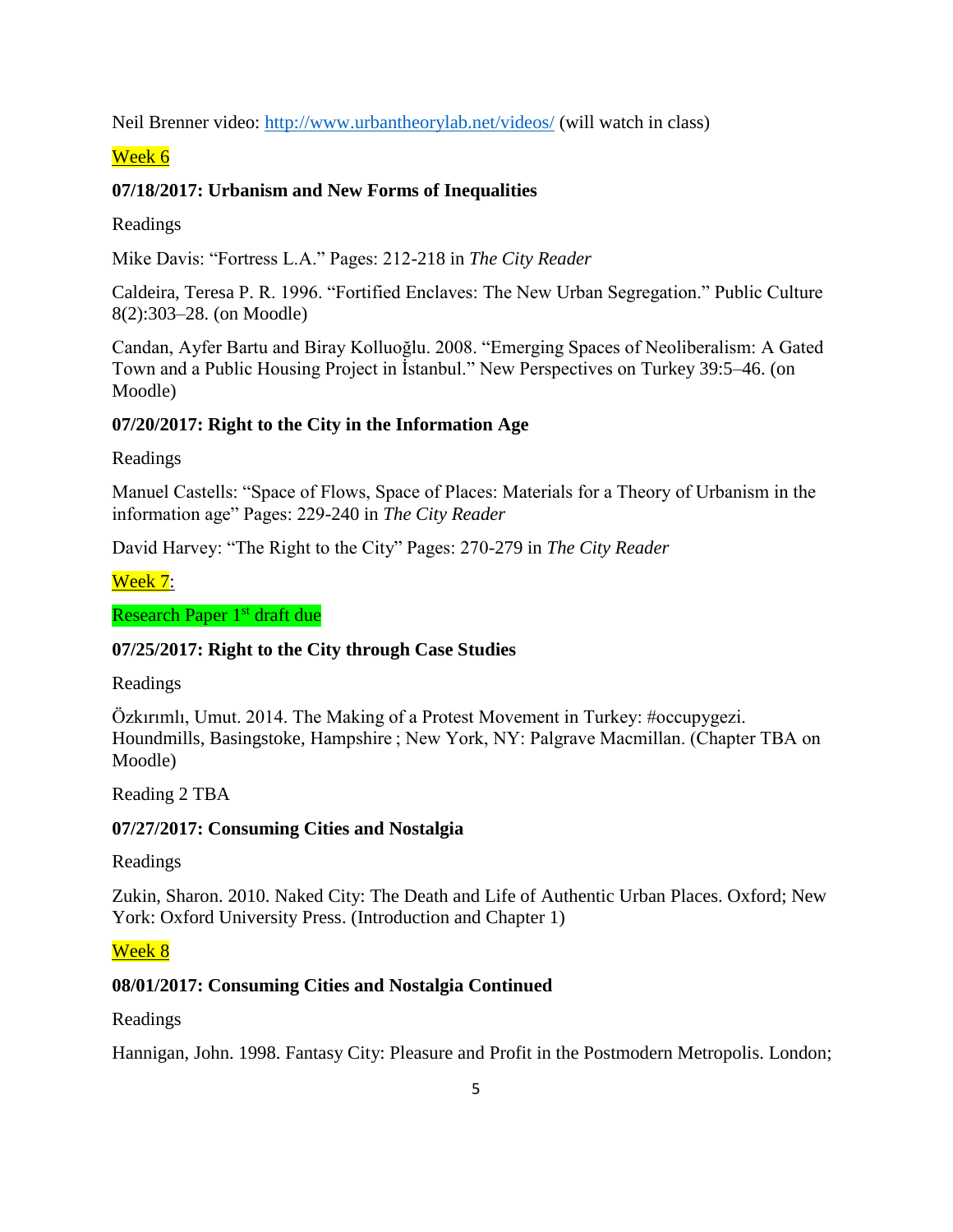Neil Brenner video: http://www.urbantheorylab.net/videos/ (will watch in class)

Week 6

**07/18/2017: Urbanism and New Forms of Inequalities**

Readings

Mike Davis: "Fortress L.A." Pages: 212-218 in *The City Reader*

Caldeira, Teresa P. R. 1996. "Fortified Enclaves: The New Urban Segregation." Public Culture 8(2):303–28. (on Moodle)

Candan, Ayfer Bartu and Biray Kolluoğlu. 2008. "Emerging Spaces of Neoliberalism: A Gated Town and a Public Housing Project in İstanbul." New Perspectives on Turkey 39:5–46. (on Moodle)

**07/20/2017: Right to the City in the Information Age**

Readings

Manuel Castells: "Space of Flows, Space of Places: Materials for a Theory of Urbanism in the information age" Pages: 229-240 in *The City Reader*

David Harvey: "The Right to the City" Pages: 270-279 in *The City Reader*

Week 7:

Research Paper 1st draft due

**07/25/2017: Right to the City through Case Studies**

Readings

Özkırımlı, Umut. 2014. The Making of a Protest Movement in Turkey: #occupygezi. Houndmills, Basingstoke, Hampshire ; New York, NY: Palgrave Macmillan. (Chapter TBA on Moodle)

Reading 2 TBA

**07/27/2017: Consuming Cities and Nostalgia**

Readings

Zukin, Sharon. 2010. Naked City: The Death and Life of Authentic Urban Places. Oxford; New York: Oxford University Press. (Introduction and Chapter 1)

Week 8

**08/01/2017: Consuming Cities and Nostalgia Continued**

Readings

Hannigan, John. 1998. Fantasy City: Pleasure and Profit in the Postmodern Metropolis. London;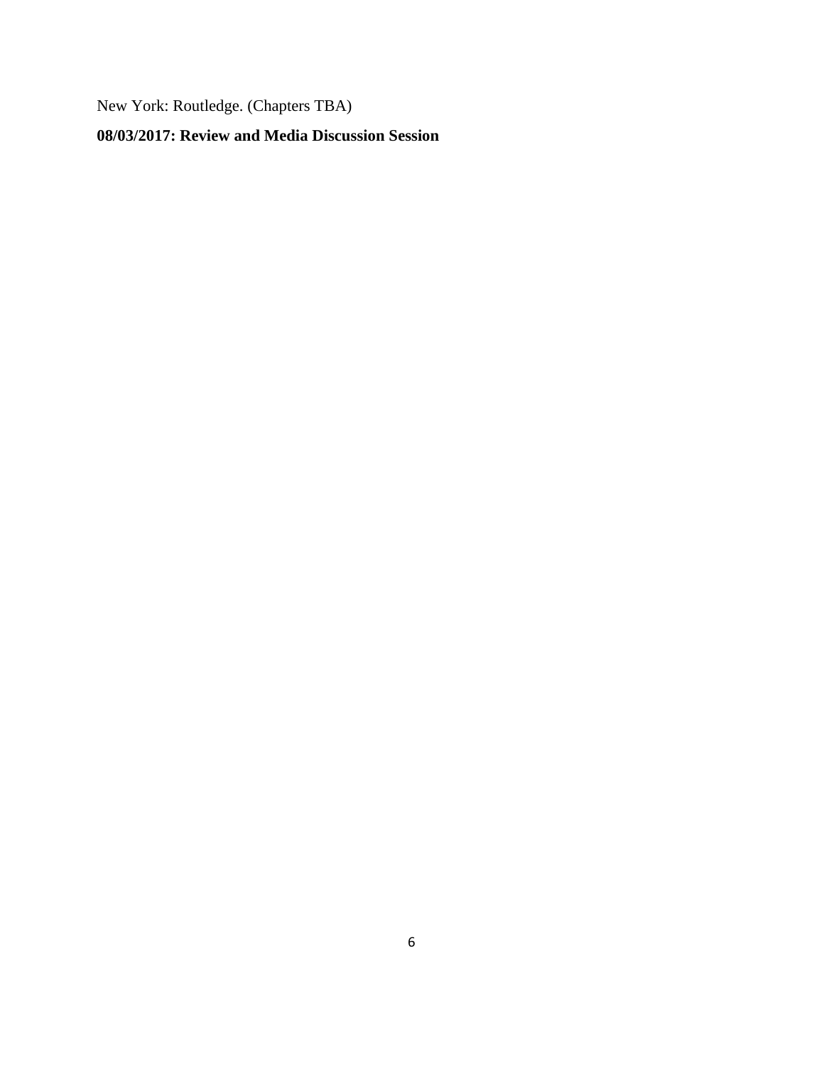New York: Routledge. (Chapters TBA)

**08/03/2017: Review and Media Discussion Session**